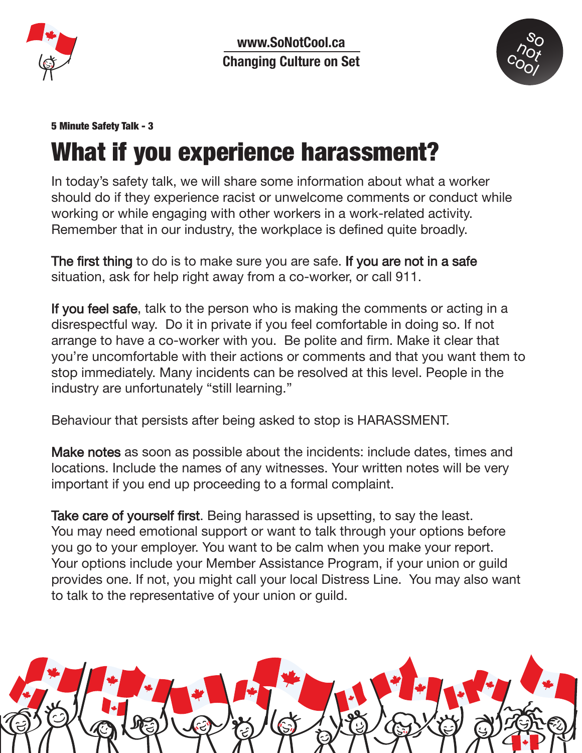www.SoNotCool.ca

Changing Culture on Set

so not cool

**5 Minute Safety Talk - 3**

# What if you experience harassment?

In today's safety talk, we will share some information about what a worker should do if they experience racist or unwelcome comments or conduct while working or while engaging with other workers in a work-related activity. Remember that in our industry, the workplace is defined quite broadly.

The first thing to do is to make sure you are safe. If you are not in a safe situation, ask for help right away from a co-worker, or call 911.

If you feel safe, talk to the person who is making the comments or acting in a disrespectful way. Do it in private if you feel comfortable in doing so. If not arrange to have a co-worker with you. Be polite and firm. Make it clear that you're uncomfortable with their actions or comments and that you want them to stop immediately. Many incidents can be resolved at this level. People in the industry are unfortunately "still learning."

Behaviour that persists after being asked to stop is HARASSMENT.

Make notes as soon as possible about the incidents: include dates, times and locations. Include the names of any witnesses. Your written notes will be very important if you end up proceeding to a formal complaint.

Take care of yourself first. Being harassed is upsetting, to say the least. You may need emotional support or want to talk through your options before you go to your employer. You want to be calm when you make your report. Your options include your Member Assistance Program, if your union or guild provides one. If not, you might call your local Distress Line. You may also want to talk to the representative of your union or guild.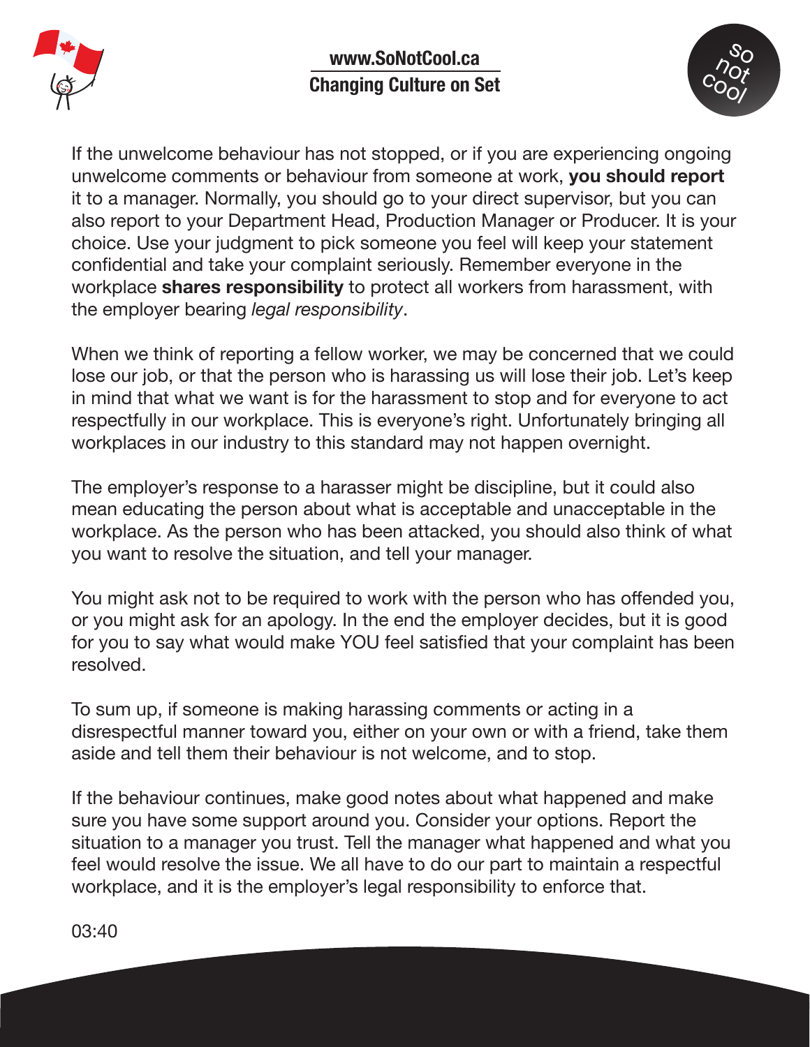If the unwelcome behaviour has not stopped, or if you are experiencing ongoing unwelcome comments or behaviour from someone at work, **you should report** it to a manager. Normally, you should go to your direct supervisor, but you can also report to your Department Head, Production Manager or Producer. It is your choice. Use your judgment to pick someone you feel will keep your statement confidential and take your complaint seriously. Remember everyone in the workplace **shares responsibility** to protect all workers from harassment, with the employer bearing *legal responsibility*.

When we think of reporting a fellow worker, we may be concerned that we could lose our job, or that the person who is harassing us will lose their job. Let's keep in mind that what we want is for the harassment to stop and for everyone to act respectfully in our workplace. This is everyone's right. Unfortunately bringing all workplaces in our industry to this standard may not happen overnight.

The employer's response to a harasser might be discipline, but it could also mean educating the person about what is acceptable and unacceptable in the workplace. As the person who has been attacked, you should also think of what you want to resolve the situation, and tell your manager.

You might ask not to be required to work with the person who has offended you, or you might ask for an apology. In the end the employer decides, but it is good for you to say what would make YOU feel satisfied that your complaint has been resolved.

To sum up, if someone is making harassing comments or acting in a disrespectful manner toward you, either on your own or with a friend, take them aside and tell them their behaviour is not welcome, and to stop.

If the behaviour continues, make good notes about what happened and make sure you have some support around you. Consider your options. Report the situation to a manager you trust. Tell the manager what happened and what you feel would resolve the issue. We all have to do our part to maintain a respectful workplace, and it is the employer's legal responsibility to enforce that.

03:40